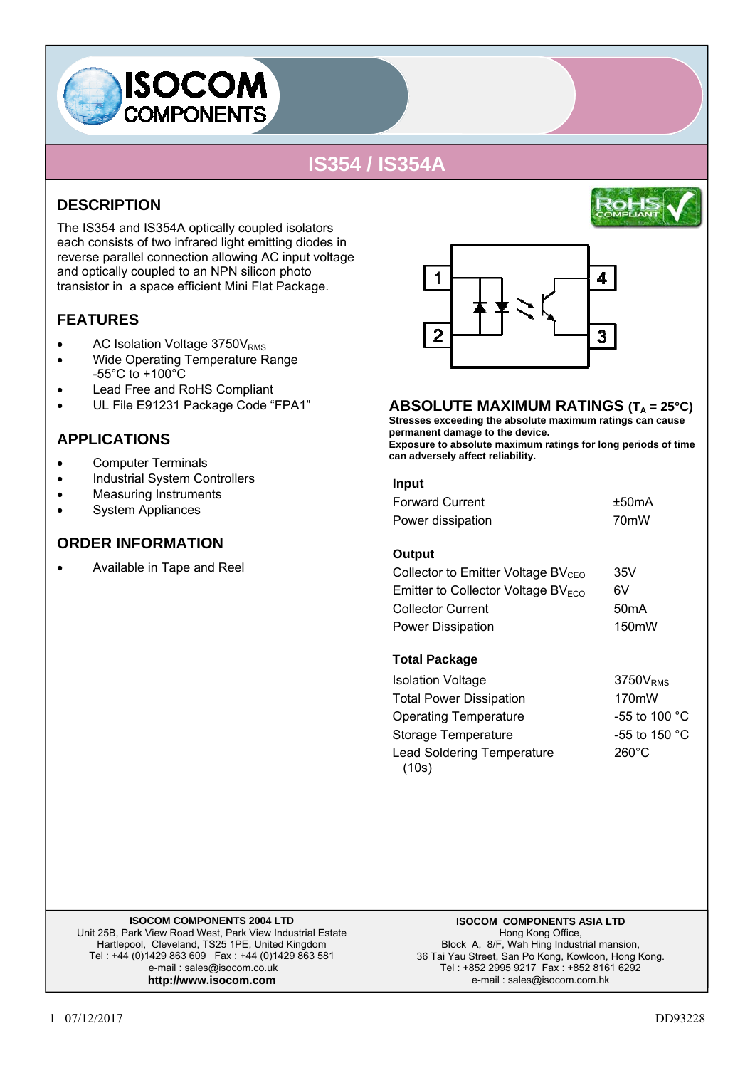# IS354 / IS354A

## DESCRIPTION

The IS354 and IS354A optically coupled isolators each consists of two infrared light emitting diodes in reverse parallel connection allowing AC input voltage and optically coupled to an NPN silicon photo transistor in a space efficient Mini Flat Package.

## FEATURES

- AC Isolation Voltage 3750$V_{RMS}$
- Wide Operating Temperature Range -55°C to +100°C
- Lead Free and RoHS Compliant
- UL File E91231 Package Code "FPA1"

## APPLICATIONS

- Computer Terminals
- Industrial System Controllers
- Measuring Instruments
- System Appliances

## ORDER INFORMATION

- Available in Tape and Reel

## ABSOLUTE MAXIMUM RATINGS ($T_A$ = 25°C)

**Stresses exceeding the absolute maximum ratings can cause permanent damage to the device.**
**Exposure to absolute maximum ratings for long periods of time can adversely affect reliability.**

| Parameter | Rating |
|---|---|
| **Input** | |
| Forward Current | ±50mA |
| Power dissipation | 70mW |
| **Output** | |
| Collector to Emitter Voltage $BV_{CEO}$ | 35V |
| Emitter to Collector Voltage $BV_{ECO}$ | 6V |
| Collector Current | 50mA |
| Power Dissipation | 150mW |
| **Total Package** | |
| Isolation Voltage | 3750$V_{RMS}$ |
| Total Power Dissipation | 170mW |
| Operating Temperature | -55 to 100 °C |
| Storage Temperature | -55 to 150 °C |
| Lead Soldering Temperature (10s) | 260°C |

**ISOCOM COMPONENTS 2004 LTD**
Unit 25B, Park View Road West, Park View Industrial Estate
Hartlepool, Cleveland, TS25 1PE, United Kingdom
Tel : +44 (0)1429 863 609 Fax : +44 (0)1429 863 581
e-mail : sales@isocom.co.uk
**http://www.isocom.com**

**ISOCOM COMPONENTS ASIA LTD**
Hong Kong Office,
Block A, 8/F, Wah Hing Industrial mansion,
36 Tai Yau Street, San Po Kong, Kowloon, Hong Kong.
Tel : +852 2995 9217 Fax : +852 8161 6292
e-mail : sales@isocom.com.hk

07/12/2017 DD93228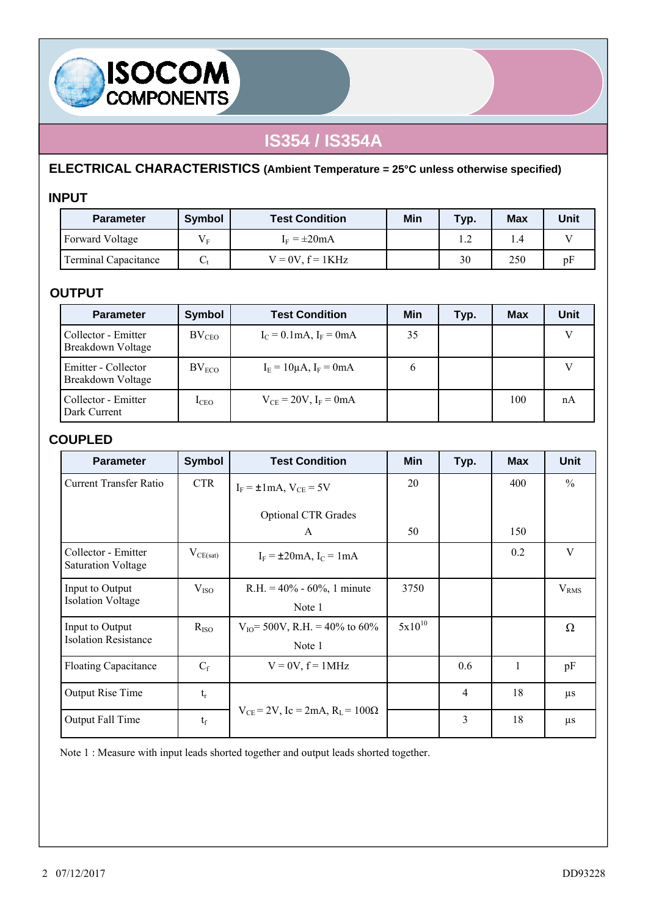# IS354 / IS354A

## ELECTRICAL CHARACTERISTICS (Ambient Temperature = 25°C unless otherwise specified)

### INPUT

| Parameter | Symbol | Test Condition | Min | Typ. | Max | Unit |
|---|---|---|---|---|---|---|
| Forward Voltage | $V_F$ | $I_F = \pm 20mA$ | | 1.2 | 1.4 | V |
| Terminal Capacitance | $C_t$ | V = 0V, f = 1KHz | | 30 | 250 | pF |

### OUTPUT

| Parameter | Symbol | Test Condition | Min | Typ. | Max | Unit |
|---|---|---|---|---|---|---|
| Collector - Emitter Breakdown Voltage | $BV_{CEO}$ | $I_C = 0.1mA$, $I_F = 0mA$ | 35 | | | V |
| Emitter - Collector Breakdown Voltage | $BV_{ECO}$ | $I_E = 10\mu A$, $I_F = 0mA$ | 6 | | | V |
| Collector - Emitter Dark Current | $I_{CEO}$ | $V_{CE} = 20V$, $I_F = 0mA$ | | | 100 | nA |

### COUPLED

| Parameter | Symbol | Test Condition | Min | Typ. | Max | Unit |
|---|---|---|---|---|---|---|
| Current Transfer Ratio | CTR | $I_F = \pm 1mA$, $V_{CE} = 5V$ | 20 | | 400 | % |
| | | Optional CTR Grades A | 50 | | 150 | |
| Collector - Emitter Saturation Voltage | $V_{CE(sat)}$ | $I_F = \pm 20mA$, $I_C = 1mA$ | | | 0.2 | V |
| Input to Output Isolation Voltage | $V_{ISO}$ | R.H. = 40% - 60%, 1 minute Note 1 | 3750 | | | $V_{RMS}$ |
| Input to Output Isolation Resistance | $R_{ISO}$ | $V_{IO}$= 500V, R.H. = 40% to 60% Note 1 | $5\times10^{10}$ | | | Ω |
| Floating Capacitance | $C_f$ | V = 0V, f = 1MHz | | 0.6 | 1 | pF |
| Output Rise Time | $t_r$ | $V_{CE} = 2V$, Ic = 2mA, $R_L = 100\Omega$ | | 4 | 18 | µs |
| Output Fall Time | $t_f$ | $V_{CE} = 2V$, Ic = 2mA, $R_L = 100\Omega$ | | 3 | 18 | µs |

Note 1 : Measure with input leads shorted together and output leads shorted together.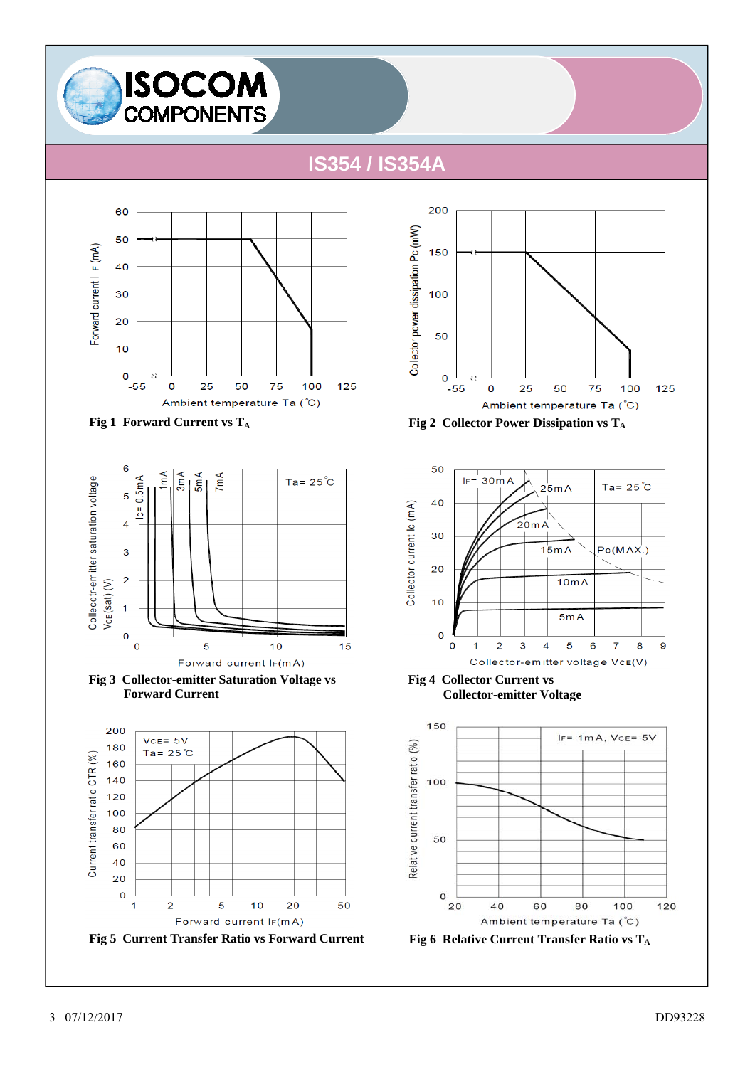# IS354 / IS354A

Fig 1 Forward Current vs $T_A$

Fig 2 Collector Power Dissipation vs $T_A$

Fig 3 Collector-emitter Saturation Voltage vs Forward Current

Fig 4 Collector Current vs Collector-emitter Voltage

Fig 5 Current Transfer Ratio vs Forward Current

Fig 6 Relative Current Transfer Ratio vs $T_A$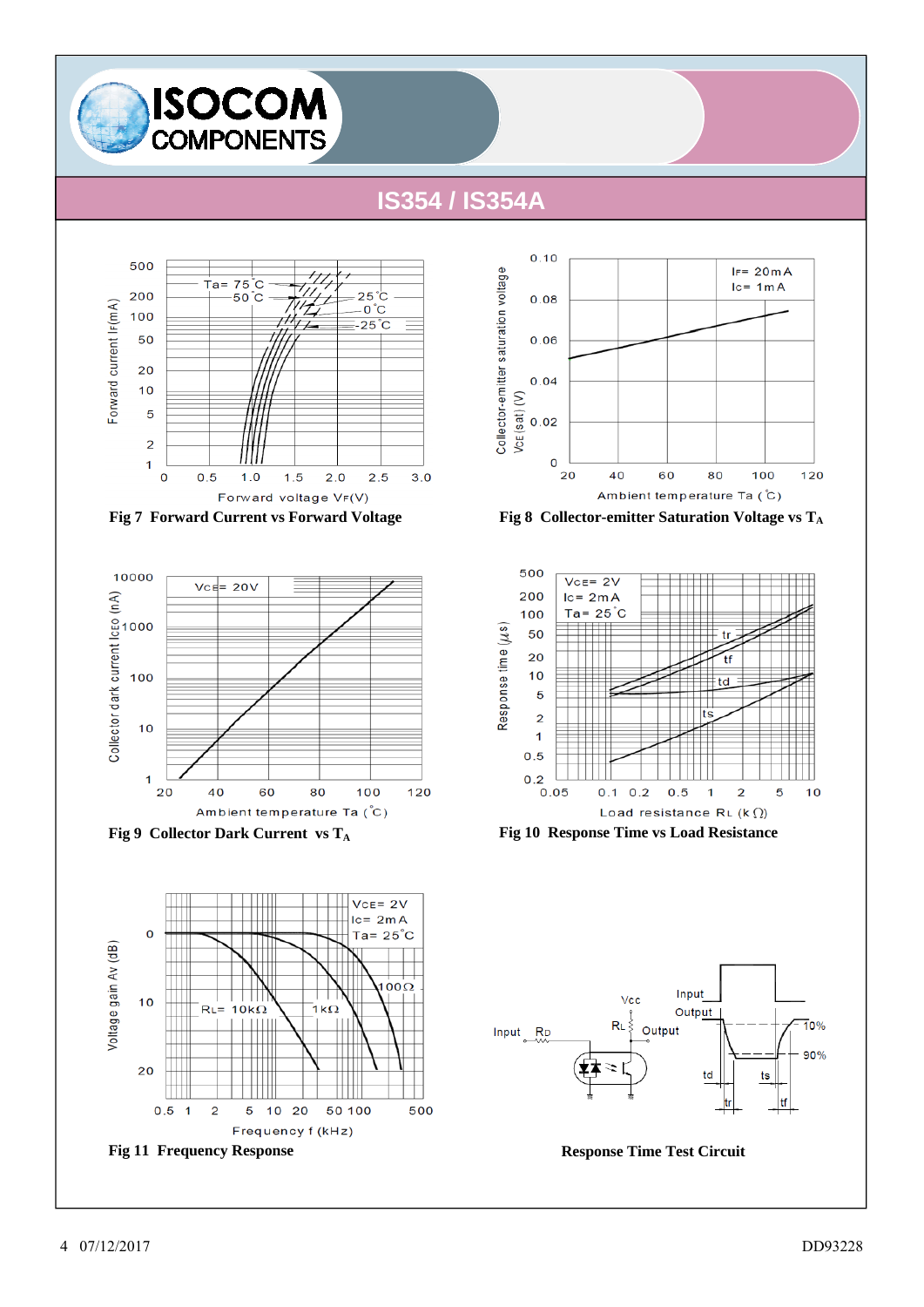# IS354 / IS354A

Fig 7 Forward Current vs Forward Voltage

Fig 8 Collector-emitter Saturation Voltage vs $T_A$

Fig 9 Collector Dark Current vs $T_A$

Fig 10 Response Time vs Load Resistance

Fig 11 Frequency Response

Response Time Test Circuit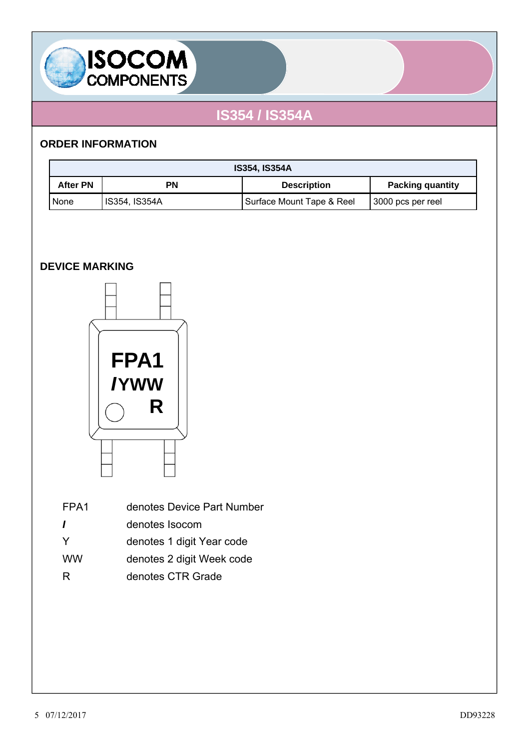# IS354 / IS354A

## ORDER INFORMATION

| IS354, IS354A | | | |
|---|---|---|---|
| **After PN** | **PN** | **Description** | **Packing quantity** |
| None | IS354, IS354A | Surface Mount Tape & Reel | 3000 pcs per reel |

## DEVICE MARKING

FPA1
*I*YWW
R

| | |
|---|---|
| FPA1 | denotes Device Part Number |
| *I* | denotes Isocom |
| Y | denotes 1 digit Year code |
| WW | denotes 2 digit Week code |
| R | denotes CTR Grade |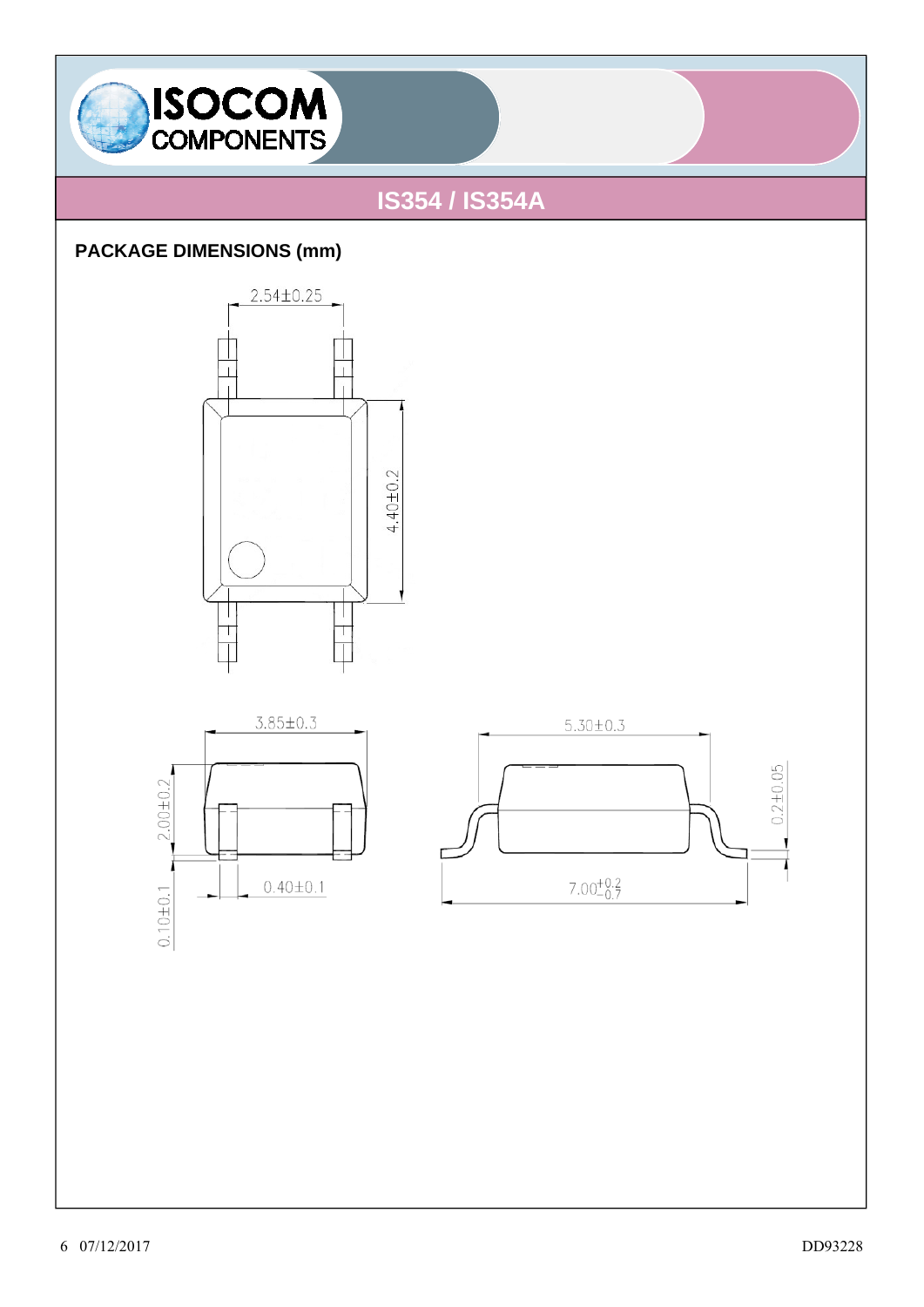# IS354 / IS354A

## PACKAGE DIMENSIONS (mm)

2.54±0.25

4.40±0.2

3.85±0.3

2.00±0.2

0.10±0.1

0.40±0.1

5.30±0.3

0.2±0.05

$7.00^{+0.2}_{-0.7}$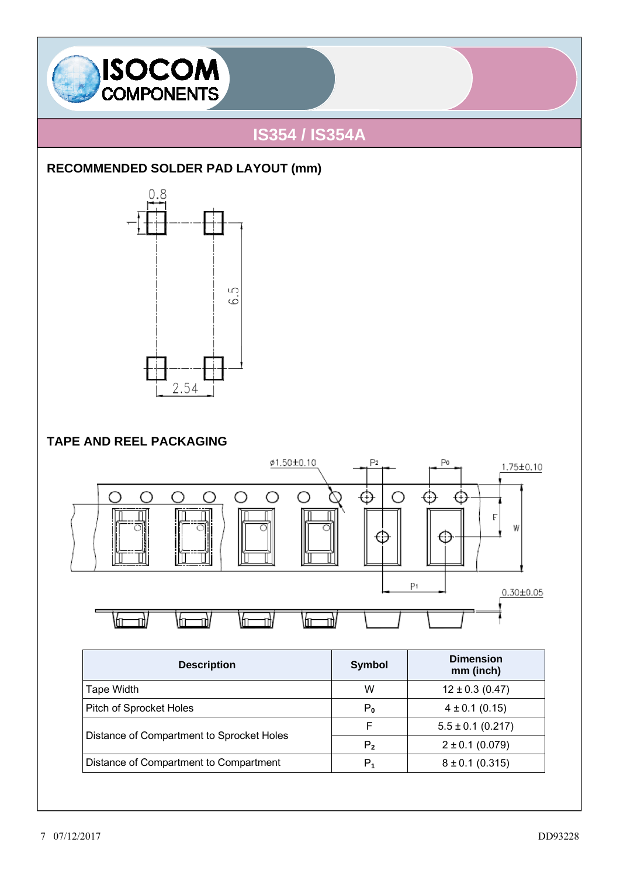## IS354 / IS354A

### RECOMMENDED SOLDER PAD LAYOUT (mm)

### TAPE AND REEL PACKAGING

| Description | Symbol | Dimension mm (inch) |
|---|---|---|
| Tape Width | W | 12 ± 0.3 (0.47) |
| Pitch of Sprocket Holes | $P_0$ | 4 ± 0.1 (0.15) |
| Distance of Compartment to Sprocket Holes | F | 5.5 ± 0.1 (0.217) |
| | $P_2$ | 2 ± 0.1 (0.079) |
| Distance of Compartment to Compartment | $P_1$ | 8 ± 0.1 (0.315) |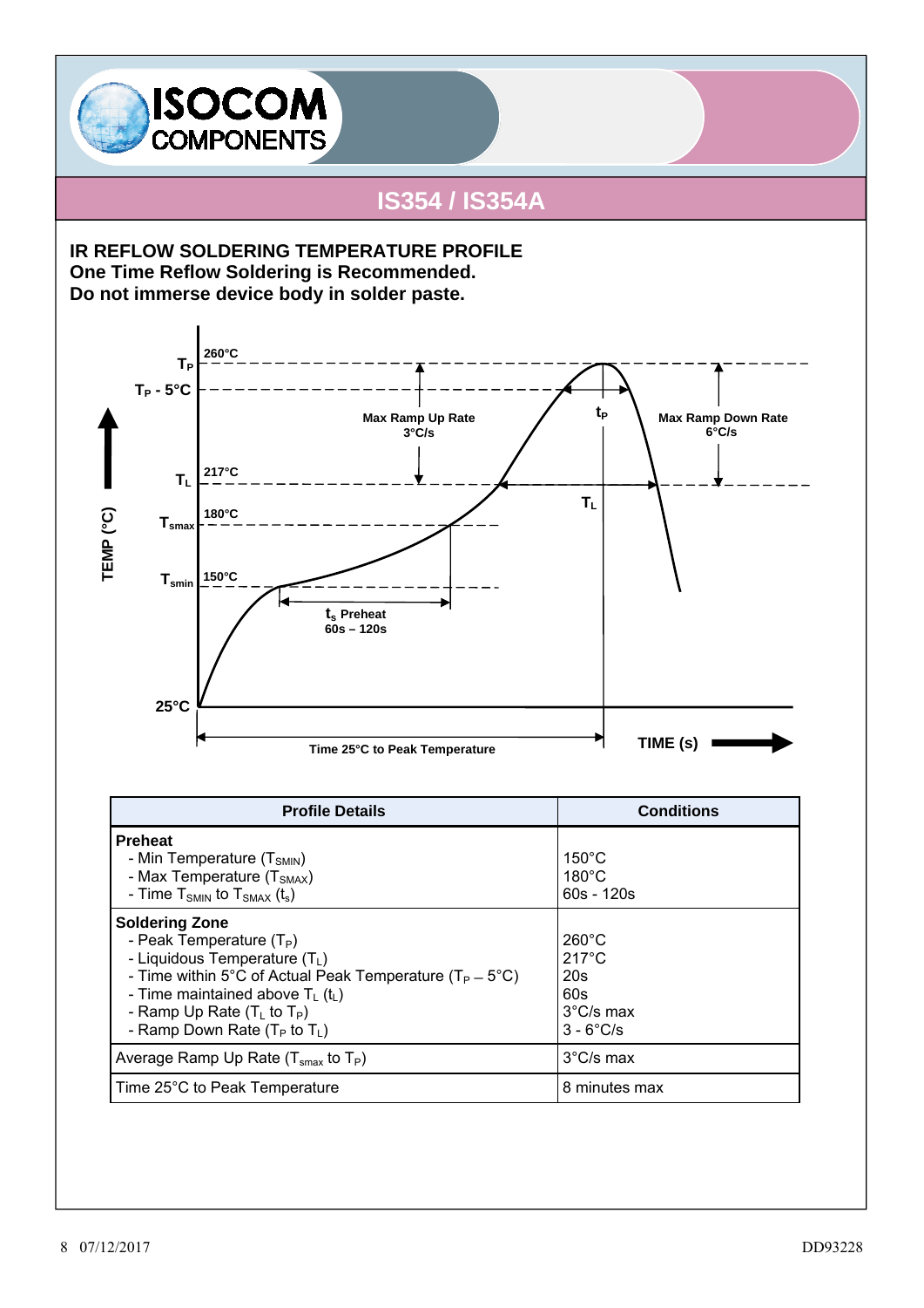## IS354 / IS354A

### IR REFLOW SOLDERING TEMPERATURE PROFILE

**One Time Reflow Soldering is Recommended.**

**Do not immerse device body in solder paste.**

| Profile Details | Conditions |
|---|---|
| **Preheat** | |
| - Min Temperature ($T_{SMIN}$) | 150°C |
| - Max Temperature ($T_{SMAX}$) | 180°C |
| - Time $T_{SMIN}$ to $T_{SMAX}$ ($t_s$) | 60s - 120s |
| **Soldering Zone** | |
| - Peak Temperature ($T_P$) | 260°C |
| - Liquidous Temperature ($T_L$) | 217°C |
| - Time within 5°C of Actual Peak Temperature ($T_P$ – 5°C) | 20s |
| - Time maintained above $T_L$ ($t_L$) | 60s |
| - Ramp Up Rate ($T_L$ to $T_P$) | 3°C/s max |
| - Ramp Down Rate ($T_P$ to $T_L$) | 3 - 6°C/s |
| Average Ramp Up Rate ($T_{smax}$ to $T_P$) | 3°C/s max |
| Time 25°C to Peak Temperature | 8 minutes max |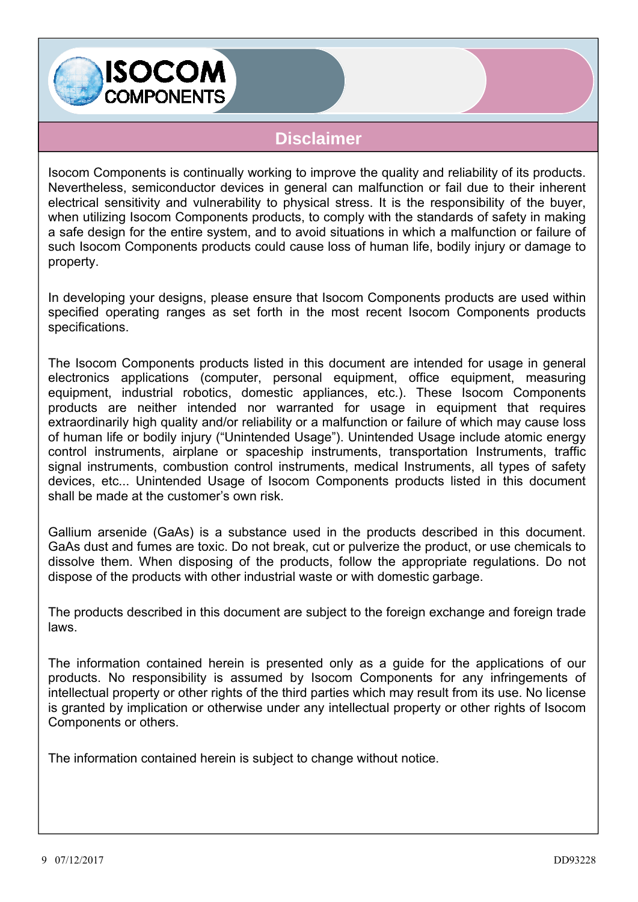ISOCOM COMPONENTS

## Disclaimer

Isocom Components is continually working to improve the quality and reliability of its products. Nevertheless, semiconductor devices in general can malfunction or fail due to their inherent electrical sensitivity and vulnerability to physical stress. It is the responsibility of the buyer, when utilizing Isocom Components products, to comply with the standards of safety in making a safe design for the entire system, and to avoid situations in which a malfunction or failure of such Isocom Components products could cause loss of human life, bodily injury or damage to property.

In developing your designs, please ensure that Isocom Components products are used within specified operating ranges as set forth in the most recent Isocom Components products specifications.

The Isocom Components products listed in this document are intended for usage in general electronics applications (computer, personal equipment, office equipment, measuring equipment, industrial robotics, domestic appliances, etc.). These Isocom Components products are neither intended nor warranted for usage in equipment that requires extraordinarily high quality and/or reliability or a malfunction or failure of which may cause loss of human life or bodily injury ("Unintended Usage"). Unintended Usage include atomic energy control instruments, airplane or spaceship instruments, transportation Instruments, traffic signal instruments, combustion control instruments, medical Instruments, all types of safety devices, etc... Unintended Usage of Isocom Components products listed in this document shall be made at the customer's own risk.

Gallium arsenide (GaAs) is a substance used in the products described in this document. GaAs dust and fumes are toxic. Do not break, cut or pulverize the product, or use chemicals to dissolve them. When disposing of the products, follow the appropriate regulations. Do not dispose of the products with other industrial waste or with domestic garbage.

The products described in this document are subject to the foreign exchange and foreign trade laws.

The information contained herein is presented only as a guide for the applications of our products. No responsibility is assumed by Isocom Components for any infringements of intellectual property or other rights of the third parties which may result from its use. No license is granted by implication or otherwise under any intellectual property or other rights of Isocom Components or others.

The information contained herein is subject to change without notice.